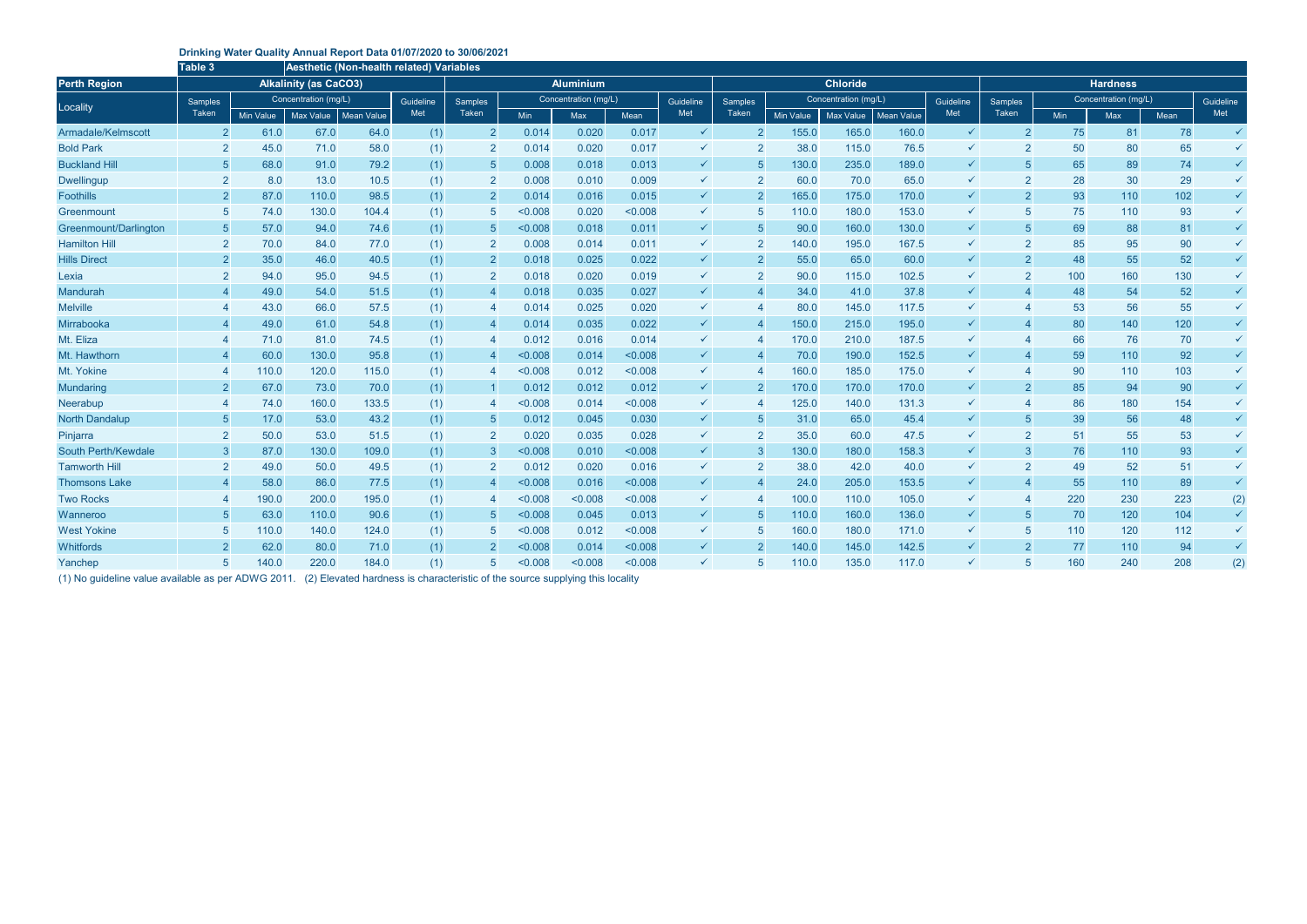**Drinking Water Quality Annual Report Data 01/07/2020 to 30/06/2021**

| Table 3 | Aesthetic (Non-health related) Variables | | | | | | | | | | | | | | | | | | | |
|---|---|---|---|---|---|---|---|---|---|---|---|---|---|---|---|---|---|---|---|---|
| **Perth Region** | **Alkalinity (as CaCO3)** | | | | | **Aluminium** | | | | | **Chloride** | | | | | **Hardness** | | | | |
| Locality | Samples Taken | Concentration (mg/L) | | | Guideline Met | Samples Taken | Concentration (mg/L) | | | Guideline Met | Samples Taken | Concentration (mg/L) | | | Guideline Met | Samples Taken | Concentration (mg/L) | | | Guideline Met |
| | | Min Value | Max Value | Mean Value | | | Min | Max | Mean | | | Min Value | Max Value | Mean Value | | | Min | Max | Mean | |
| Armadale/Kelmscott | 2 | 61.0 | 67.0 | 64.0 | (1) | 2 | 0.014 | 0.020 | 0.017 | ✓ | 2 | 155.0 | 165.0 | 160.0 | ✓ | 2 | 75 | 81 | 78 | ✓ |
| Bold Park | 2 | 45.0 | 71.0 | 58.0 | (1) | 2 | 0.014 | 0.020 | 0.017 | ✓ | 2 | 38.0 | 115.0 | 76.5 | ✓ | 2 | 50 | 80 | 65 | ✓ |
| Buckland Hill | 5 | 68.0 | 91.0 | 79.2 | (1) | 5 | 0.008 | 0.018 | 0.013 | ✓ | 5 | 130.0 | 235.0 | 189.0 | ✓ | 5 | 65 | 89 | 74 | ✓ |
| Dwellingup | 2 | 8.0 | 13.0 | 10.5 | (1) | 2 | 0.008 | 0.010 | 0.009 | ✓ | 2 | 60.0 | 70.0 | 65.0 | ✓ | 2 | 28 | 30 | 29 | ✓ |
| Foothills | 2 | 87.0 | 110.0 | 98.5 | (1) | 2 | 0.014 | 0.016 | 0.015 | ✓ | 2 | 165.0 | 175.0 | 170.0 | ✓ | 2 | 93 | 110 | 102 | ✓ |
| Greenmount | 5 | 74.0 | 130.0 | 104.4 | (1) | 5 | <0.008 | 0.020 | <0.008 | ✓ | 5 | 110.0 | 180.0 | 153.0 | ✓ | 5 | 75 | 110 | 93 | ✓ |
| Greenmount/Darlington | 5 | 57.0 | 94.0 | 74.6 | (1) | 5 | <0.008 | 0.018 | 0.011 | ✓ | 5 | 90.0 | 160.0 | 130.0 | ✓ | 5 | 69 | 88 | 81 | ✓ |
| Hamilton Hill | 2 | 70.0 | 84.0 | 77.0 | (1) | 2 | 0.008 | 0.014 | 0.011 | ✓ | 2 | 140.0 | 195.0 | 167.5 | ✓ | 2 | 85 | 95 | 90 | ✓ |
| Hills Direct | 2 | 35.0 | 46.0 | 40.5 | (1) | 2 | 0.018 | 0.025 | 0.022 | ✓ | 2 | 55.0 | 65.0 | 60.0 | ✓ | 2 | 48 | 55 | 52 | ✓ |
| Lexia | 2 | 94.0 | 95.0 | 94.5 | (1) | 2 | 0.018 | 0.020 | 0.019 | ✓ | 2 | 90.0 | 115.0 | 102.5 | ✓ | 2 | 100 | 160 | 130 | ✓ |
| Mandurah | 4 | 49.0 | 54.0 | 51.5 | (1) | 4 | 0.018 | 0.035 | 0.027 | ✓ | 4 | 34.0 | 41.0 | 37.8 | ✓ | 4 | 48 | 54 | 52 | ✓ |
| Melville | 4 | 43.0 | 66.0 | 57.5 | (1) | 4 | 0.014 | 0.025 | 0.020 | ✓ | 4 | 80.0 | 145.0 | 117.5 | ✓ | 4 | 53 | 56 | 55 | ✓ |
| Mirrabooka | 4 | 49.0 | 61.0 | 54.8 | (1) | 4 | 0.014 | 0.035 | 0.022 | ✓ | 4 | 150.0 | 215.0 | 195.0 | ✓ | 4 | 80 | 140 | 120 | ✓ |
| Mt. Eliza | 4 | 71.0 | 81.0 | 74.5 | (1) | 4 | 0.012 | 0.016 | 0.014 | ✓ | 4 | 170.0 | 210.0 | 187.5 | ✓ | 4 | 66 | 76 | 70 | ✓ |
| Mt. Hawthorn | 4 | 60.0 | 130.0 | 95.8 | (1) | 4 | <0.008 | 0.014 | <0.008 | ✓ | 4 | 70.0 | 190.0 | 152.5 | ✓ | 4 | 59 | 110 | 92 | ✓ |
| Mt. Yokine | 4 | 110.0 | 120.0 | 115.0 | (1) | 4 | <0.008 | 0.012 | <0.008 | ✓ | 4 | 160.0 | 185.0 | 175.0 | ✓ | 4 | 90 | 110 | 103 | ✓ |
| Mundaring | 2 | 67.0 | 73.0 | 70.0 | (1) | 1 | 0.012 | 0.012 | 0.012 | ✓ | 2 | 170.0 | 170.0 | 170.0 | ✓ | 2 | 85 | 94 | 90 | ✓ |
| Neerabup | 4 | 74.0 | 160.0 | 133.5 | (1) | 4 | <0.008 | 0.014 | <0.008 | ✓ | 4 | 125.0 | 140.0 | 131.3 | ✓ | 4 | 86 | 180 | 154 | ✓ |
| North Dandalup | 5 | 17.0 | 53.0 | 43.2 | (1) | 5 | 0.012 | 0.045 | 0.030 | ✓ | 5 | 31.0 | 65.0 | 45.4 | ✓ | 5 | 39 | 56 | 48 | ✓ |
| Pinjarra | 2 | 50.0 | 53.0 | 51.5 | (1) | 2 | 0.020 | 0.035 | 0.028 | ✓ | 2 | 35.0 | 60.0 | 47.5 | ✓ | 2 | 51 | 55 | 53 | ✓ |
| South Perth/Kewdale | 3 | 87.0 | 130.0 | 109.0 | (1) | 3 | <0.008 | 0.010 | <0.008 | ✓ | 3 | 130.0 | 180.0 | 158.3 | ✓ | 3 | 76 | 110 | 93 | ✓ |
| Tamworth Hill | 2 | 49.0 | 50.0 | 49.5 | (1) | 2 | 0.012 | 0.020 | 0.016 | ✓ | 2 | 38.0 | 42.0 | 40.0 | ✓ | 2 | 49 | 52 | 51 | ✓ |
| Thomsons Lake | 4 | 58.0 | 86.0 | 77.5 | (1) | 4 | <0.008 | 0.016 | <0.008 | ✓ | 4 | 24.0 | 205.0 | 153.5 | ✓ | 4 | 55 | 110 | 89 | ✓ |
| Two Rocks | 4 | 190.0 | 200.0 | 195.0 | (1) | 4 | <0.008 | <0.008 | <0.008 | ✓ | 4 | 100.0 | 110.0 | 105.0 | ✓ | 4 | 220 | 230 | 223 | (2) |
| Wanneroo | 5 | 63.0 | 110.0 | 90.6 | (1) | 5 | <0.008 | 0.045 | 0.013 | ✓ | 5 | 110.0 | 160.0 | 136.0 | ✓ | 5 | 70 | 120 | 104 | ✓ |
| West Yokine | 5 | 110.0 | 140.0 | 124.0 | (1) | 5 | <0.008 | 0.012 | <0.008 | ✓ | 5 | 160.0 | 180.0 | 171.0 | ✓ | 5 | 110 | 120 | 112 | ✓ |
| Whitfords | 2 | 62.0 | 80.0 | 71.0 | (1) | 2 | <0.008 | 0.014 | <0.008 | ✓ | 2 | 140.0 | 145.0 | 142.5 | ✓ | 2 | 77 | 110 | 94 | ✓ |
| Yanchep | 5 | 140.0 | 220.0 | 184.0 | (1) | 5 | <0.008 | <0.008 | <0.008 | ✓ | 5 | 110.0 | 135.0 | 117.0 | ✓ | 5 | 160 | 240 | 208 | (2) |

(1) No guideline value available as per ADWG 2011. (2) Elevated hardness is characteristic of the source supplying this locality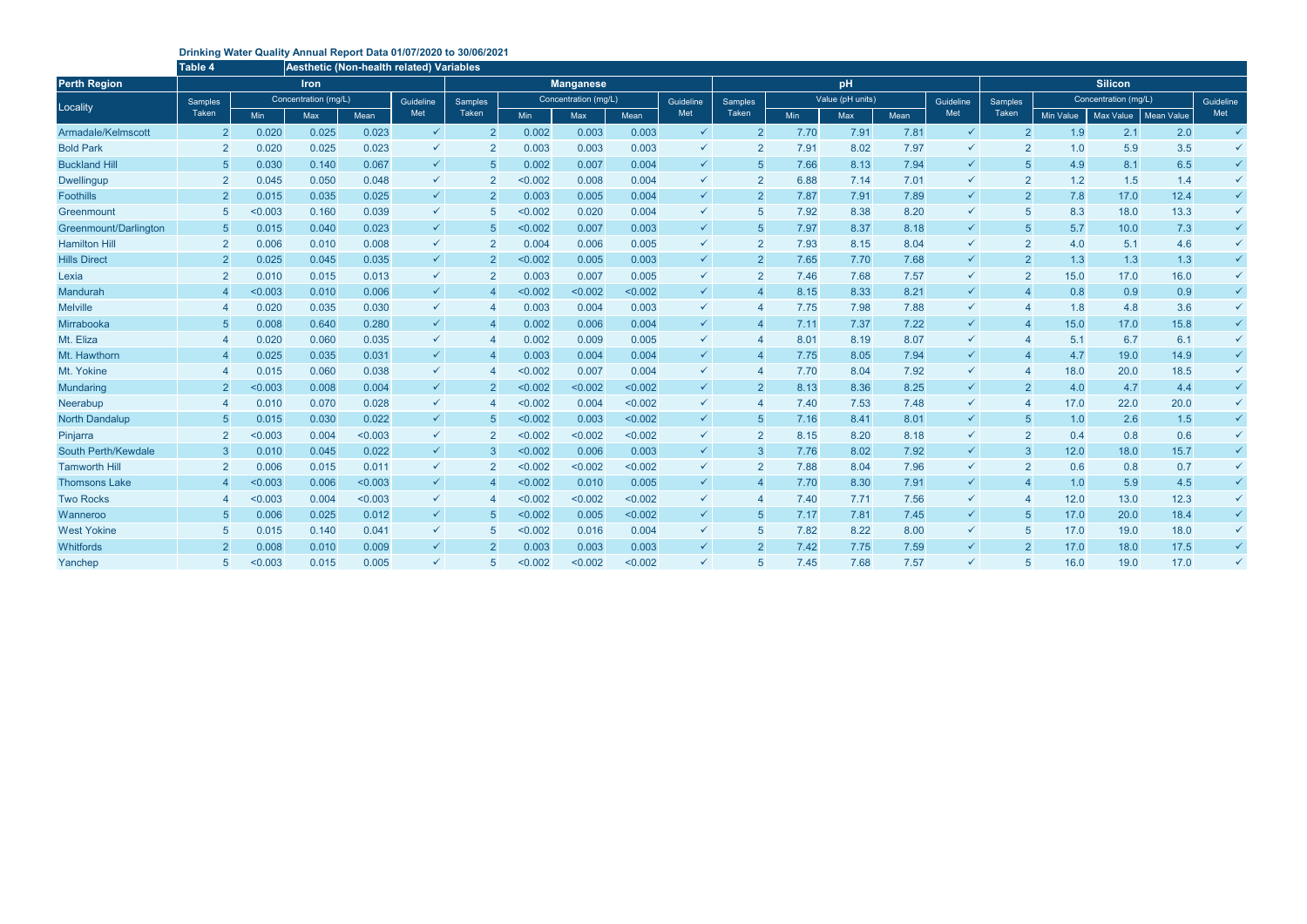**Drinking Water Quality Annual Report Data 01/07/2020 to 30/06/2021**

**Table 4** **Aesthetic (Non-health related) Variables**

| Perth Region | Iron | | | | | Manganese | | | | | pH | | | | | Silicon | | | | |
|---|---|---|---|---|---|---|---|---|---|---|---|---|---|---|---|---|---|---|---|---|
| Locality | Samples Taken | Concentration (mg/L) | | | Guideline Met | Samples Taken | Concentration (mg/L) | | | Guideline Met | Samples Taken | Value (pH units) | | | Guideline Met | Samples Taken | Concentration (mg/L) | | | Guideline Met |
| | | Min | Max | Mean | | | Min | Max | Mean | | | Min | Max | Mean | | | Min Value | Max Value | Mean Value | |
| Armadale/Kelmscott | 2 | 0.020 | 0.025 | 0.023 | ✓ | 2 | 0.002 | 0.003 | 0.003 | ✓ | 2 | 7.70 | 7.91 | 7.81 | ✓ | 2 | 1.9 | 2.1 | 2.0 | ✓ |
| Bold Park | 2 | 0.020 | 0.025 | 0.023 | ✓ | 2 | 0.003 | 0.003 | 0.003 | ✓ | 2 | 7.91 | 8.02 | 7.97 | ✓ | 2 | 1.0 | 5.9 | 3.5 | ✓ |
| Buckland Hill | 5 | 0.030 | 0.140 | 0.067 | ✓ | 5 | 0.002 | 0.007 | 0.004 | ✓ | 5 | 7.66 | 8.13 | 7.94 | ✓ | 5 | 4.9 | 8.1 | 6.5 | ✓ |
| Dwellingup | 2 | 0.045 | 0.050 | 0.048 | ✓ | 2 | <0.002 | 0.008 | 0.004 | ✓ | 2 | 6.88 | 7.14 | 7.01 | ✓ | 2 | 1.2 | 1.5 | 1.4 | ✓ |
| Foothills | 2 | 0.015 | 0.035 | 0.025 | ✓ | 2 | 0.003 | 0.005 | 0.004 | ✓ | 2 | 7.87 | 7.91 | 7.89 | ✓ | 2 | 7.8 | 17.0 | 12.4 | ✓ |
| Greenmount | 5 | <0.003 | 0.160 | 0.039 | ✓ | 5 | <0.002 | 0.020 | 0.004 | ✓ | 5 | 7.92 | 8.38 | 8.20 | ✓ | 5 | 8.3 | 18.0 | 13.3 | ✓ |
| Greenmount/Darlington | 5 | 0.015 | 0.040 | 0.023 | ✓ | 5 | <0.002 | 0.007 | 0.003 | ✓ | 5 | 7.97 | 8.37 | 8.18 | ✓ | 5 | 5.7 | 10.0 | 7.3 | ✓ |
| Hamilton Hill | 2 | 0.006 | 0.010 | 0.008 | ✓ | 2 | 0.004 | 0.006 | 0.005 | ✓ | 2 | 7.93 | 8.15 | 8.04 | ✓ | 2 | 4.0 | 5.1 | 4.6 | ✓ |
| Hills Direct | 2 | 0.025 | 0.045 | 0.035 | ✓ | 2 | <0.002 | 0.005 | 0.003 | ✓ | 2 | 7.65 | 7.70 | 7.68 | ✓ | 2 | 1.3 | 1.3 | 1.3 | ✓ |
| Lexia | 2 | 0.010 | 0.015 | 0.013 | ✓ | 2 | 0.003 | 0.007 | 0.005 | ✓ | 2 | 7.46 | 7.68 | 7.57 | ✓ | 2 | 15.0 | 17.0 | 16.0 | ✓ |
| Mandurah | 4 | <0.003 | 0.010 | 0.006 | ✓ | 4 | <0.002 | <0.002 | <0.002 | ✓ | 4 | 8.15 | 8.33 | 8.21 | ✓ | 4 | 0.8 | 0.9 | 0.9 | ✓ |
| Melville | 4 | 0.020 | 0.035 | 0.030 | ✓ | 4 | 0.003 | 0.004 | 0.003 | ✓ | 4 | 7.75 | 7.98 | 7.88 | ✓ | 4 | 1.8 | 4.8 | 3.6 | ✓ |
| Mirrabooka | 5 | 0.008 | 0.640 | 0.280 | ✓ | 4 | 0.002 | 0.006 | 0.004 | ✓ | 4 | 7.11 | 7.37 | 7.22 | ✓ | 4 | 15.0 | 17.0 | 15.8 | ✓ |
| Mt. Eliza | 4 | 0.020 | 0.060 | 0.035 | ✓ | 4 | 0.002 | 0.009 | 0.005 | ✓ | 4 | 8.01 | 8.19 | 8.07 | ✓ | 4 | 5.1 | 6.7 | 6.1 | ✓ |
| Mt. Hawthorn | 4 | 0.025 | 0.035 | 0.031 | ✓ | 4 | 0.003 | 0.004 | 0.004 | ✓ | 4 | 7.75 | 8.05 | 7.94 | ✓ | 4 | 4.7 | 19.0 | 14.9 | ✓ |
| Mt. Yokine | 4 | 0.015 | 0.060 | 0.038 | ✓ | 4 | <0.002 | 0.007 | 0.004 | ✓ | 4 | 7.70 | 8.04 | 7.92 | ✓ | 4 | 18.0 | 20.0 | 18.5 | ✓ |
| Mundaring | 2 | <0.003 | 0.008 | 0.004 | ✓ | 2 | <0.002 | <0.002 | <0.002 | ✓ | 2 | 8.13 | 8.36 | 8.25 | ✓ | 2 | 4.0 | 4.7 | 4.4 | ✓ |
| Neerabup | 4 | 0.010 | 0.070 | 0.028 | ✓ | 4 | <0.002 | 0.004 | <0.002 | ✓ | 4 | 7.40 | 7.53 | 7.48 | ✓ | 4 | 17.0 | 22.0 | 20.0 | ✓ |
| North Dandalup | 5 | 0.015 | 0.030 | 0.022 | ✓ | 5 | <0.002 | 0.003 | <0.002 | ✓ | 5 | 7.16 | 8.41 | 8.01 | ✓ | 5 | 1.0 | 2.6 | 1.5 | ✓ |
| Pinjarra | 2 | <0.003 | 0.004 | <0.003 | ✓ | 2 | <0.002 | <0.002 | <0.002 | ✓ | 2 | 8.15 | 8.20 | 8.18 | ✓ | 2 | 0.4 | 0.8 | 0.6 | ✓ |
| South Perth/Kewdale | 3 | 0.010 | 0.045 | 0.022 | ✓ | 3 | <0.002 | 0.006 | 0.003 | ✓ | 3 | 7.76 | 8.02 | 7.92 | ✓ | 3 | 12.0 | 18.0 | 15.7 | ✓ |
| Tamworth Hill | 2 | 0.006 | 0.015 | 0.011 | ✓ | 2 | <0.002 | <0.002 | <0.002 | ✓ | 2 | 7.88 | 8.04 | 7.96 | ✓ | 2 | 0.6 | 0.8 | 0.7 | ✓ |
| Thomsons Lake | 4 | <0.003 | 0.006 | <0.003 | ✓ | 4 | <0.002 | 0.010 | 0.005 | ✓ | 4 | 7.70 | 8.30 | 7.91 | ✓ | 4 | 1.0 | 5.9 | 4.5 | ✓ |
| Two Rocks | 4 | <0.003 | 0.004 | <0.003 | ✓ | 4 | <0.002 | <0.002 | <0.002 | ✓ | 4 | 7.40 | 7.71 | 7.56 | ✓ | 4 | 12.0 | 13.0 | 12.3 | ✓ |
| Wanneroo | 5 | 0.006 | 0.025 | 0.012 | ✓ | 5 | <0.002 | 0.005 | <0.002 | ✓ | 5 | 7.17 | 7.81 | 7.45 | ✓ | 5 | 17.0 | 20.0 | 18.4 | ✓ |
| West Yokine | 5 | 0.015 | 0.140 | 0.041 | ✓ | 5 | <0.002 | 0.016 | 0.004 | ✓ | 5 | 7.82 | 8.22 | 8.00 | ✓ | 5 | 17.0 | 19.0 | 18.0 | ✓ |
| Whitfords | 2 | 0.008 | 0.010 | 0.009 | ✓ | 2 | 0.003 | 0.003 | 0.003 | ✓ | 2 | 7.42 | 7.75 | 7.59 | ✓ | 2 | 17.0 | 18.0 | 17.5 | ✓ |
| Yanchep | 5 | <0.003 | 0.015 | 0.005 | ✓ | 5 | <0.002 | <0.002 | <0.002 | ✓ | 5 | 7.45 | 7.68 | 7.57 | ✓ | 5 | 16.0 | 19.0 | 17.0 | ✓ |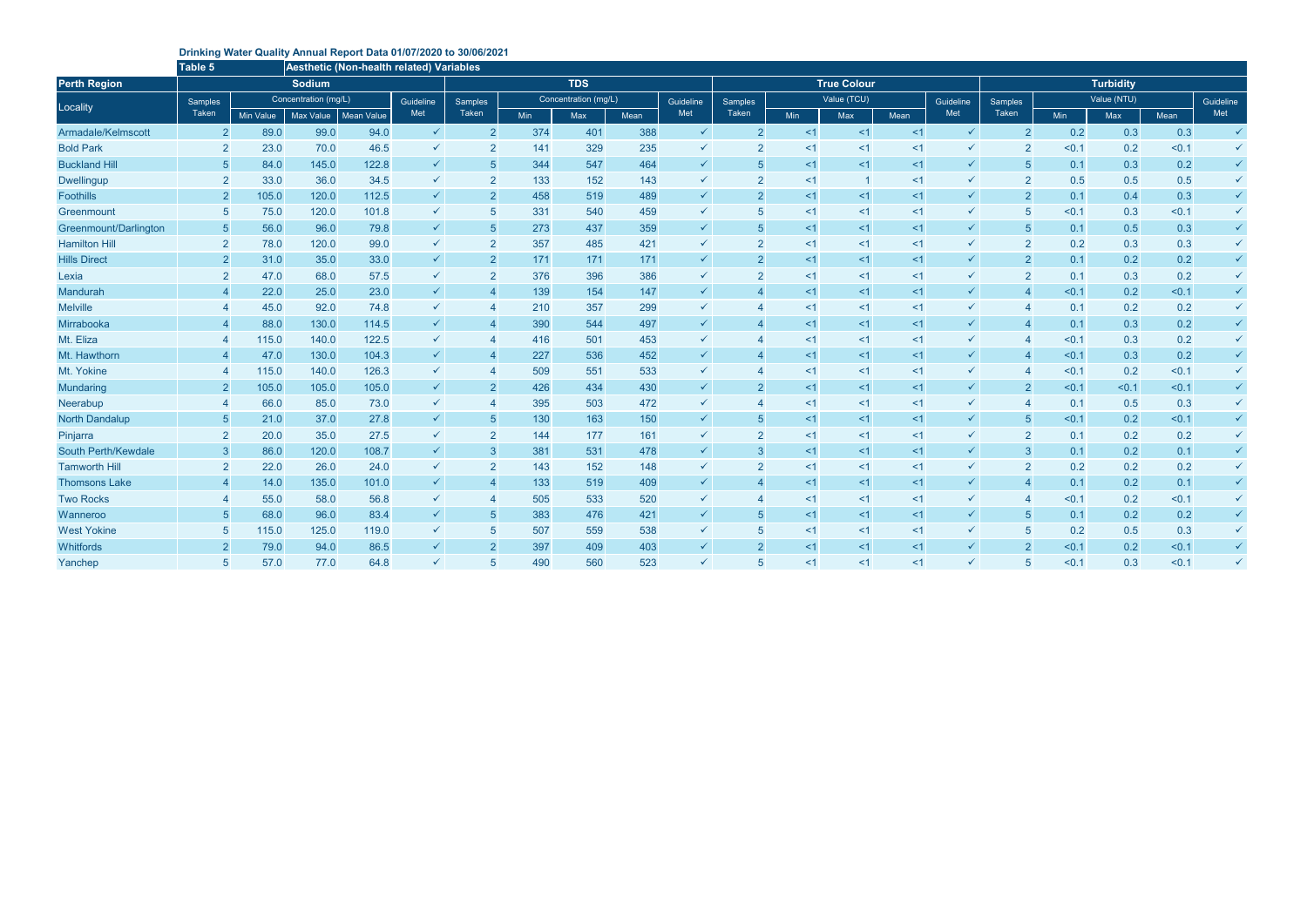**Drinking Water Quality Annual Report Data 01/07/2020 to 30/06/2021**

| Table 5 | Aesthetic (Non-health related) Variables | | | | | | | | | | | | | | | | | | | |
|---|---|---|---|---|---|---|---|---|---|---|---|---|---|---|---|---|---|---|---|---|
| **Perth Region** | **Sodium** | | | | | **TDS** | | | | | **True Colour** | | | | | **Turbidity** | | | | |
| Locality | Samples Taken | Concentration (mg/L) | | | Guideline Met | Samples Taken | Concentration (mg/L) | | | Guideline Met | Samples Taken | Value (TCU) | | | Guideline Met | Samples Taken | Value (NTU) | | | Guideline Met |
| | | Min Value | Max Value | Mean Value | | | Min | Max | Mean | | | Min | Max | Mean | | | Min | Max | Mean | |
| Armadale/Kelmscott | 2 | 89.0 | 99.0 | 94.0 | ✓ | 2 | 374 | 401 | 388 | ✓ | 2 | <1 | <1 | <1 | ✓ | 2 | 0.2 | 0.3 | 0.3 | ✓ |
| Bold Park | 2 | 23.0 | 70.0 | 46.5 | ✓ | 2 | 141 | 329 | 235 | ✓ | 2 | <1 | <1 | <1 | ✓ | 2 | <0.1 | 0.2 | <0.1 | ✓ |
| Buckland Hill | 5 | 84.0 | 145.0 | 122.8 | ✓ | 5 | 344 | 547 | 464 | ✓ | 5 | <1 | <1 | <1 | ✓ | 5 | 0.1 | 0.3 | 0.2 | ✓ |
| Dwellingup | 2 | 33.0 | 36.0 | 34.5 | ✓ | 2 | 133 | 152 | 143 | ✓ | 2 | <1 | 1 | <1 | ✓ | 2 | 0.5 | 0.5 | 0.5 | ✓ |
| Foothills | 2 | 105.0 | 120.0 | 112.5 | ✓ | 2 | 458 | 519 | 489 | ✓ | 2 | <1 | <1 | <1 | ✓ | 2 | 0.1 | 0.4 | 0.3 | ✓ |
| Greenmount | 5 | 75.0 | 120.0 | 101.8 | ✓ | 5 | 331 | 540 | 459 | ✓ | 5 | <1 | <1 | <1 | ✓ | 5 | <0.1 | 0.3 | <0.1 | ✓ |
| Greenmount/Darlington | 5 | 56.0 | 96.0 | 79.8 | ✓ | 5 | 273 | 437 | 359 | ✓ | 5 | <1 | <1 | <1 | ✓ | 5 | 0.1 | 0.5 | 0.3 | ✓ |
| Hamilton Hill | 2 | 78.0 | 120.0 | 99.0 | ✓ | 2 | 357 | 485 | 421 | ✓ | 2 | <1 | <1 | <1 | ✓ | 2 | 0.2 | 0.3 | 0.3 | ✓ |
| Hills Direct | 2 | 31.0 | 35.0 | 33.0 | ✓ | 2 | 171 | 171 | 171 | ✓ | 2 | <1 | <1 | <1 | ✓ | 2 | 0.1 | 0.2 | 0.2 | ✓ |
| Lexia | 2 | 47.0 | 68.0 | 57.5 | ✓ | 2 | 376 | 396 | 386 | ✓ | 2 | <1 | <1 | <1 | ✓ | 2 | 0.1 | 0.3 | 0.2 | ✓ |
| Mandurah | 4 | 22.0 | 25.0 | 23.0 | ✓ | 4 | 139 | 154 | 147 | ✓ | 4 | <1 | <1 | <1 | ✓ | 4 | <0.1 | 0.2 | <0.1 | ✓ |
| Melville | 4 | 45.0 | 92.0 | 74.8 | ✓ | 4 | 210 | 357 | 299 | ✓ | 4 | <1 | <1 | <1 | ✓ | 4 | 0.1 | 0.2 | 0.2 | ✓ |
| Mirrabooka | 4 | 88.0 | 130.0 | 114.5 | ✓ | 4 | 390 | 544 | 497 | ✓ | 4 | <1 | <1 | <1 | ✓ | 4 | 0.1 | 0.3 | 0.2 | ✓ |
| Mt. Eliza | 4 | 115.0 | 140.0 | 122.5 | ✓ | 4 | 416 | 501 | 453 | ✓ | 4 | <1 | <1 | <1 | ✓ | 4 | <0.1 | 0.3 | 0.2 | ✓ |
| Mt. Hawthorn | 4 | 47.0 | 130.0 | 104.3 | ✓ | 4 | 227 | 536 | 452 | ✓ | 4 | <1 | <1 | <1 | ✓ | 4 | <0.1 | 0.3 | 0.2 | ✓ |
| Mt. Yokine | 4 | 115.0 | 140.0 | 126.3 | ✓ | 4 | 509 | 551 | 533 | ✓ | 4 | <1 | <1 | <1 | ✓ | 4 | <0.1 | 0.2 | <0.1 | ✓ |
| Mundaring | 2 | 105.0 | 105.0 | 105.0 | ✓ | 2 | 426 | 434 | 430 | ✓ | 2 | <1 | <1 | <1 | ✓ | 2 | <0.1 | <0.1 | <0.1 | ✓ |
| Neerabup | 4 | 66.0 | 85.0 | 73.0 | ✓ | 4 | 395 | 503 | 472 | ✓ | 4 | <1 | <1 | <1 | ✓ | 4 | 0.1 | 0.5 | 0.3 | ✓ |
| North Dandalup | 5 | 21.0 | 37.0 | 27.8 | ✓ | 5 | 130 | 163 | 150 | ✓ | 5 | <1 | <1 | <1 | ✓ | 5 | <0.1 | 0.2 | <0.1 | ✓ |
| Pinjarra | 2 | 20.0 | 35.0 | 27.5 | ✓ | 2 | 144 | 177 | 161 | ✓ | 2 | <1 | <1 | <1 | ✓ | 2 | 0.1 | 0.2 | 0.2 | ✓ |
| South Perth/Kewdale | 3 | 86.0 | 120.0 | 108.7 | ✓ | 3 | 381 | 531 | 478 | ✓ | 3 | <1 | <1 | <1 | ✓ | 3 | 0.1 | 0.2 | 0.1 | ✓ |
| Tamworth Hill | 2 | 22.0 | 26.0 | 24.0 | ✓ | 2 | 143 | 152 | 148 | ✓ | 2 | <1 | <1 | <1 | ✓ | 2 | 0.2 | 0.2 | 0.2 | ✓ |
| Thomsons Lake | 4 | 14.0 | 135.0 | 101.0 | ✓ | 4 | 133 | 519 | 409 | ✓ | 4 | <1 | <1 | <1 | ✓ | 4 | 0.1 | 0.2 | 0.1 | ✓ |
| Two Rocks | 4 | 55.0 | 58.0 | 56.8 | ✓ | 4 | 505 | 533 | 520 | ✓ | 4 | <1 | <1 | <1 | ✓ | 4 | <0.1 | 0.2 | <0.1 | ✓ |
| Wanneroo | 5 | 68.0 | 96.0 | 83.4 | ✓ | 5 | 383 | 476 | 421 | ✓ | 5 | <1 | <1 | <1 | ✓ | 5 | 0.1 | 0.2 | 0.2 | ✓ |
| West Yokine | 5 | 115.0 | 125.0 | 119.0 | ✓ | 5 | 507 | 559 | 538 | ✓ | 5 | <1 | <1 | <1 | ✓ | 5 | 0.2 | 0.5 | 0.3 | ✓ |
| Whitfords | 2 | 79.0 | 94.0 | 86.5 | ✓ | 2 | 397 | 409 | 403 | ✓ | 2 | <1 | <1 | <1 | ✓ | 2 | <0.1 | 0.2 | <0.1 | ✓ |
| Yanchep | 5 | 57.0 | 77.0 | 64.8 | ✓ | 5 | 490 | 560 | 523 | ✓ | 5 | <1 | <1 | <1 | ✓ | 5 | <0.1 | 0.3 | <0.1 | ✓ |